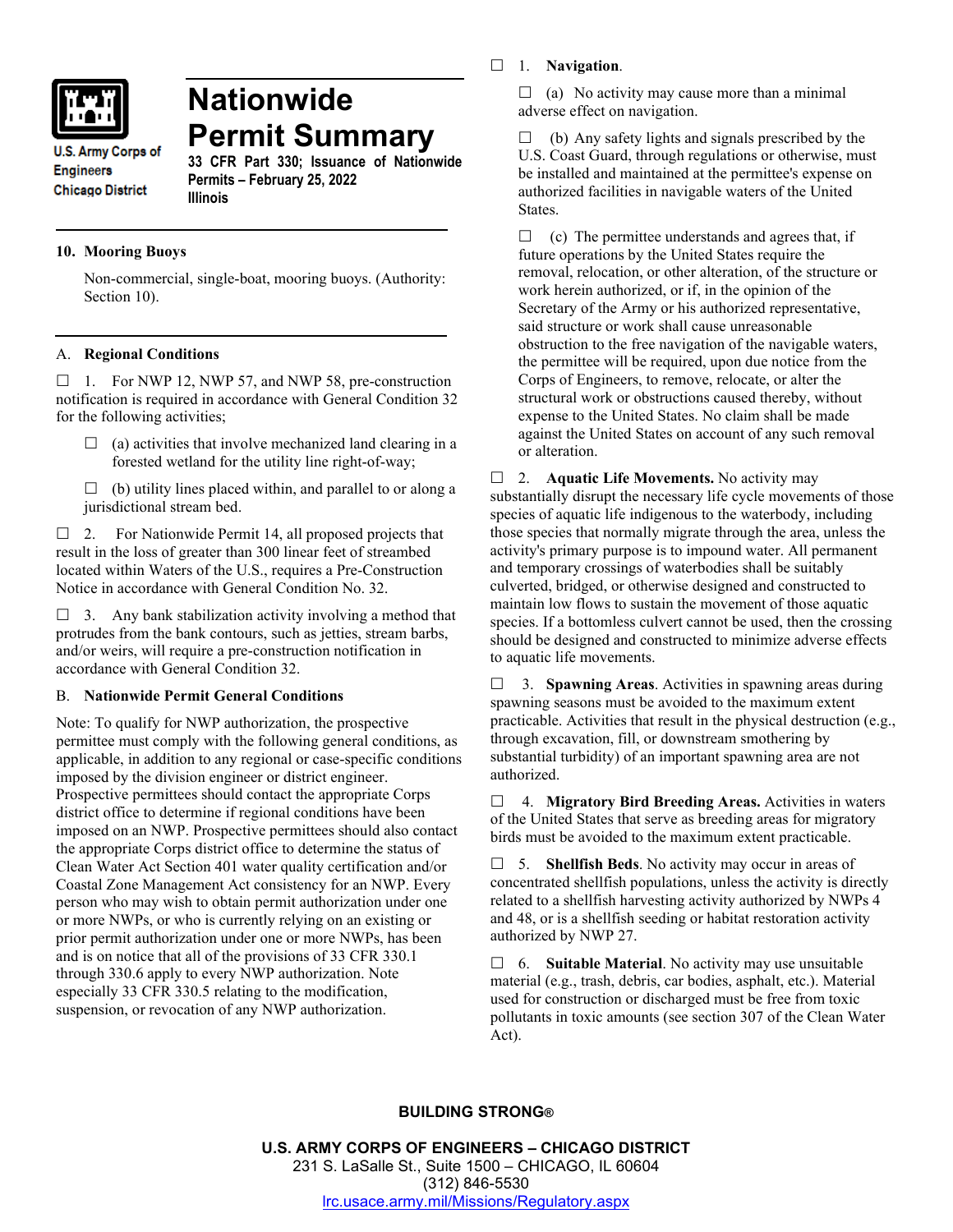U.S. Army Corps of Engineers
Chicago District

# Nationwide Permit Summary

**33 CFR Part 330; Issuance of Nationwide Permits – February 25, 2022**
**Illinois**

## 10. Mooring Buoys

Non-commercial, single-boat, mooring buoys. (Authority: Section 10).

## A. Regional Conditions

☐ 1. For NWP 12, NWP 57, and NWP 58, pre-construction notification is required in accordance with General Condition 32 for the following activities;

☐ (a) activities that involve mechanized land clearing in a forested wetland for the utility line right-of-way;

☐ (b) utility lines placed within, and parallel to or along a jurisdictional stream bed.

☐ 2. For Nationwide Permit 14, all proposed projects that result in the loss of greater than 300 linear feet of streambed located within Waters of the U.S., requires a Pre-Construction Notice in accordance with General Condition No. 32.

☐ 3. Any bank stabilization activity involving a method that protrudes from the bank contours, such as jetties, stream barbs, and/or weirs, will require a pre-construction notification in accordance with General Condition 32.

## B. Nationwide Permit General Conditions

Note: To qualify for NWP authorization, the prospective permittee must comply with the following general conditions, as applicable, in addition to any regional or case-specific conditions imposed by the division engineer or district engineer. Prospective permittees should contact the appropriate Corps district office to determine if regional conditions have been imposed on an NWP. Prospective permittees should also contact the appropriate Corps district office to determine the status of Clean Water Act Section 401 water quality certification and/or Coastal Zone Management Act consistency for an NWP. Every person who may wish to obtain permit authorization under one or more NWPs, or who is currently relying on an existing or prior permit authorization under one or more NWPs, has been and is on notice that all of the provisions of 33 CFR 330.1 through 330.6 apply to every NWP authorization. Note especially 33 CFR 330.5 relating to the modification, suspension, or revocation of any NWP authorization.

☐ 1. **Navigation**.

☐ (a) No activity may cause more than a minimal adverse effect on navigation.

☐ (b) Any safety lights and signals prescribed by the U.S. Coast Guard, through regulations or otherwise, must be installed and maintained at the permittee's expense on authorized facilities in navigable waters of the United States.

☐ (c) The permittee understands and agrees that, if future operations by the United States require the removal, relocation, or other alteration, of the structure or work herein authorized, or if, in the opinion of the Secretary of the Army or his authorized representative, said structure or work shall cause unreasonable obstruction to the free navigation of the navigable waters, the permittee will be required, upon due notice from the Corps of Engineers, to remove, relocate, or alter the structural work or obstructions caused thereby, without expense to the United States. No claim shall be made against the United States on account of any such removal or alteration.

☐ 2. **Aquatic Life Movements.** No activity may substantially disrupt the necessary life cycle movements of those species of aquatic life indigenous to the waterbody, including those species that normally migrate through the area, unless the activity's primary purpose is to impound water. All permanent and temporary crossings of waterbodies shall be suitably culverted, bridged, or otherwise designed and constructed to maintain low flows to sustain the movement of those aquatic species. If a bottomless culvert cannot be used, then the crossing should be designed and constructed to minimize adverse effects to aquatic life movements.

☐ 3. **Spawning Areas**. Activities in spawning areas during spawning seasons must be avoided to the maximum extent practicable. Activities that result in the physical destruction (e.g., through excavation, fill, or downstream smothering by substantial turbidity) of an important spawning area are not authorized.

☐ 4. **Migratory Bird Breeding Areas.** Activities in waters of the United States that serve as breeding areas for migratory birds must be avoided to the maximum extent practicable.

☐ 5. **Shellfish Beds**. No activity may occur in areas of concentrated shellfish populations, unless the activity is directly related to a shellfish harvesting activity authorized by NWPs 4 and 48, or is a shellfish seeding or habitat restoration activity authorized by NWP 27.

☐ 6. **Suitable Material**. No activity may use unsuitable material (e.g., trash, debris, car bodies, asphalt, etc.). Material used for construction or discharged must be free from toxic pollutants in toxic amounts (see section 307 of the Clean Water Act).

**BUILDING STRONG®**

**U.S. ARMY CORPS OF ENGINEERS – CHICAGO DISTRICT**
231 S. LaSalle St., Suite 1500 – CHICAGO, IL 60604
(312) 846-5530
lrc.usace.army.mil/Missions/Regulatory.aspx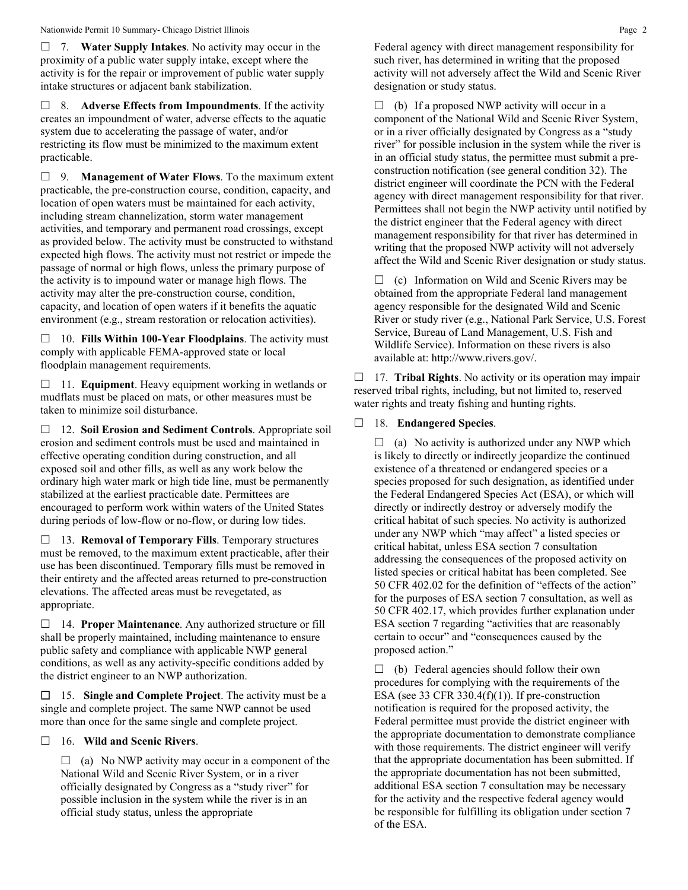☐ 7. **Water Supply Intakes**. No activity may occur in the proximity of a public water supply intake, except where the activity is for the repair or improvement of public water supply intake structures or adjacent bank stabilization.

☐ 8. **Adverse Effects from Impoundments**. If the activity creates an impoundment of water, adverse effects to the aquatic system due to accelerating the passage of water, and/or restricting its flow must be minimized to the maximum extent practicable.

☐ 9. **Management of Water Flows**. To the maximum extent practicable, the pre-construction course, condition, capacity, and location of open waters must be maintained for each activity, including stream channelization, storm water management activities, and temporary and permanent road crossings, except as provided below. The activity must be constructed to withstand expected high flows. The activity must not restrict or impede the passage of normal or high flows, unless the primary purpose of the activity is to impound water or manage high flows. The activity may alter the pre-construction course, condition, capacity, and location of open waters if it benefits the aquatic environment (e.g., stream restoration or relocation activities).

☐ 10. **Fills Within 100-Year Floodplains**. The activity must comply with applicable FEMA-approved state or local floodplain management requirements.

☐ 11. **Equipment**. Heavy equipment working in wetlands or mudflats must be placed on mats, or other measures must be taken to minimize soil disturbance.

☐ 12. **Soil Erosion and Sediment Controls**. Appropriate soil erosion and sediment controls must be used and maintained in effective operating condition during construction, and all exposed soil and other fills, as well as any work below the ordinary high water mark or high tide line, must be permanently stabilized at the earliest practicable date. Permittees are encouraged to perform work within waters of the United States during periods of low-flow or no-flow, or during low tides.

☐ 13. **Removal of Temporary Fills**. Temporary structures must be removed, to the maximum extent practicable, after their use has been discontinued. Temporary fills must be removed in their entirety and the affected areas returned to pre-construction elevations. The affected areas must be revegetated, as appropriate.

☐ 14. **Proper Maintenance**. Any authorized structure or fill shall be properly maintained, including maintenance to ensure public safety and compliance with applicable NWP general conditions, as well as any activity-specific conditions added by the district engineer to an NWP authorization.

☐ 15. **Single and Complete Project**. The activity must be a single and complete project. The same NWP cannot be used more than once for the same single and complete project.

☐ 16. **Wild and Scenic Rivers**.

☐ (a) No NWP activity may occur in a component of the National Wild and Scenic River System, or in a river officially designated by Congress as a "study river" for possible inclusion in the system while the river is in an official study status, unless the appropriate Federal agency with direct management responsibility for such river, has determined in writing that the proposed activity will not adversely affect the Wild and Scenic River designation or study status.

☐ (b) If a proposed NWP activity will occur in a component of the National Wild and Scenic River System, or in a river officially designated by Congress as a "study river" for possible inclusion in the system while the river is in an official study status, the permittee must submit a pre-construction notification (see general condition 32). The district engineer will coordinate the PCN with the Federal agency with direct management responsibility for that river. Permittees shall not begin the NWP activity until notified by the district engineer that the Federal agency with direct management responsibility for that river has determined in writing that the proposed NWP activity will not adversely affect the Wild and Scenic River designation or study status.

☐ (c) Information on Wild and Scenic Rivers may be obtained from the appropriate Federal land management agency responsible for the designated Wild and Scenic River or study river (e.g., National Park Service, U.S. Forest Service, Bureau of Land Management, U.S. Fish and Wildlife Service). Information on these rivers is also available at: http://www.rivers.gov/.

☐ 17. **Tribal Rights**. No activity or its operation may impair reserved tribal rights, including, but not limited to, reserved water rights and treaty fishing and hunting rights.

☐ 18. **Endangered Species**.

☐ (a) No activity is authorized under any NWP which is likely to directly or indirectly jeopardize the continued existence of a threatened or endangered species or a species proposed for such designation, as identified under the Federal Endangered Species Act (ESA), or which will directly or indirectly destroy or adversely modify the critical habitat of such species. No activity is authorized under any NWP which "may affect" a listed species or critical habitat, unless ESA section 7 consultation addressing the consequences of the proposed activity on listed species or critical habitat has been completed. See 50 CFR 402.02 for the definition of "effects of the action" for the purposes of ESA section 7 consultation, as well as 50 CFR 402.17, which provides further explanation under ESA section 7 regarding "activities that are reasonably certain to occur" and "consequences caused by the proposed action."

☐ (b) Federal agencies should follow their own procedures for complying with the requirements of the ESA (see 33 CFR 330.4(f)(1)). If pre-construction notification is required for the proposed activity, the Federal permittee must provide the district engineer with the appropriate documentation to demonstrate compliance with those requirements. The district engineer will verify that the appropriate documentation has been submitted. If the appropriate documentation has not been submitted, additional ESA section 7 consultation may be necessary for the activity and the respective federal agency would be responsible for fulfilling its obligation under section 7 of the ESA.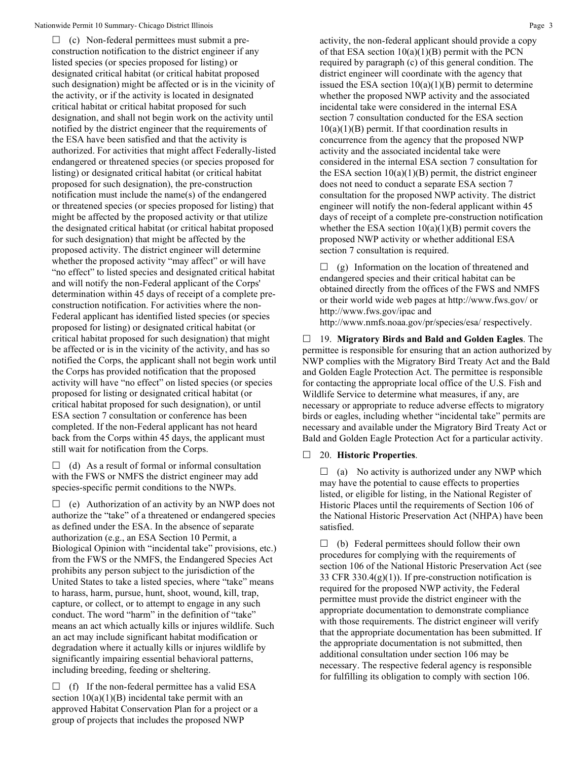☐ (c) Non-federal permittees must submit a pre-construction notification to the district engineer if any listed species (or species proposed for listing) or designated critical habitat (or critical habitat proposed such designation) might be affected or is in the vicinity of the activity, or if the activity is located in designated critical habitat or critical habitat proposed for such designation, and shall not begin work on the activity until notified by the district engineer that the requirements of the ESA have been satisfied and that the activity is authorized. For activities that might affect Federally-listed endangered or threatened species (or species proposed for listing) or designated critical habitat (or critical habitat proposed for such designation), the pre-construction notification must include the name(s) of the endangered or threatened species (or species proposed for listing) that might be affected by the proposed activity or that utilize the designated critical habitat (or critical habitat proposed for such designation) that might be affected by the proposed activity. The district engineer will determine whether the proposed activity "may affect" or will have "no effect" to listed species and designated critical habitat and will notify the non-Federal applicant of the Corps' determination within 45 days of receipt of a complete pre-construction notification. For activities where the non-Federal applicant has identified listed species (or species proposed for listing) or designated critical habitat (or critical habitat proposed for such designation) that might be affected or is in the vicinity of the activity, and has so notified the Corps, the applicant shall not begin work until the Corps has provided notification that the proposed activity will have "no effect" on listed species (or species proposed for listing or designated critical habitat (or critical habitat proposed for such designation), or until ESA section 7 consultation or conference has been completed. If the non-Federal applicant has not heard back from the Corps within 45 days, the applicant must still wait for notification from the Corps.

☐ (d) As a result of formal or informal consultation with the FWS or NMFS the district engineer may add species-specific permit conditions to the NWPs.

☐ (e) Authorization of an activity by an NWP does not authorize the "take" of a threatened or endangered species as defined under the ESA. In the absence of separate authorization (e.g., an ESA Section 10 Permit, a Biological Opinion with "incidental take" provisions, etc.) from the FWS or the NMFS, the Endangered Species Act prohibits any person subject to the jurisdiction of the United States to take a listed species, where "take" means to harass, harm, pursue, hunt, shoot, wound, kill, trap, capture, or collect, or to attempt to engage in any such conduct. The word "harm" in the definition of "take" means an act which actually kills or injures wildlife. Such an act may include significant habitat modification or degradation where it actually kills or injures wildlife by significantly impairing essential behavioral patterns, including breeding, feeding or sheltering.

☐ (f) If the non-federal permittee has a valid ESA section 10(a)(1)(B) incidental take permit with an approved Habitat Conservation Plan for a project or a group of projects that includes the proposed NWP activity, the non-federal applicant should provide a copy of that ESA section 10(a)(1)(B) permit with the PCN required by paragraph (c) of this general condition. The district engineer will coordinate with the agency that issued the ESA section 10(a)(1)(B) permit to determine whether the proposed NWP activity and the associated incidental take were considered in the internal ESA section 7 consultation conducted for the ESA section 10(a)(1)(B) permit. If that coordination results in concurrence from the agency that the proposed NWP activity and the associated incidental take were considered in the internal ESA section 7 consultation for the ESA section 10(a)(1)(B) permit, the district engineer does not need to conduct a separate ESA section 7 consultation for the proposed NWP activity. The district engineer will notify the non-federal applicant within 45 days of receipt of a complete pre-construction notification whether the ESA section 10(a)(1)(B) permit covers the proposed NWP activity or whether additional ESA section 7 consultation is required.

☐ (g) Information on the location of threatened and endangered species and their critical habitat can be obtained directly from the offices of the FWS and NMFS or their world wide web pages at http://www.fws.gov/ or http://www.fws.gov/ipac and http://www.nmfs.noaa.gov/pr/species/esa/ respectively.

☐ 19. **Migratory Birds and Bald and Golden Eagles**. The permittee is responsible for ensuring that an action authorized by NWP complies with the Migratory Bird Treaty Act and the Bald and Golden Eagle Protection Act. The permittee is responsible for contacting the appropriate local office of the U.S. Fish and Wildlife Service to determine what measures, if any, are necessary or appropriate to reduce adverse effects to migratory birds or eagles, including whether "incidental take" permits are necessary and available under the Migratory Bird Treaty Act or Bald and Golden Eagle Protection Act for a particular activity.

☐ 20. **Historic Properties**.

☐ (a) No activity is authorized under any NWP which may have the potential to cause effects to properties listed, or eligible for listing, in the National Register of Historic Places until the requirements of Section 106 of the National Historic Preservation Act (NHPA) have been satisfied.

☐ (b) Federal permittees should follow their own procedures for complying with the requirements of section 106 of the National Historic Preservation Act (see 33 CFR 330.4(g)(1)). If pre-construction notification is required for the proposed NWP activity, the Federal permittee must provide the district engineer with the appropriate documentation to demonstrate compliance with those requirements. The district engineer will verify that the appropriate documentation has been submitted. If the appropriate documentation is not submitted, then additional consultation under section 106 may be necessary. The respective federal agency is responsible for fulfilling its obligation to comply with section 106.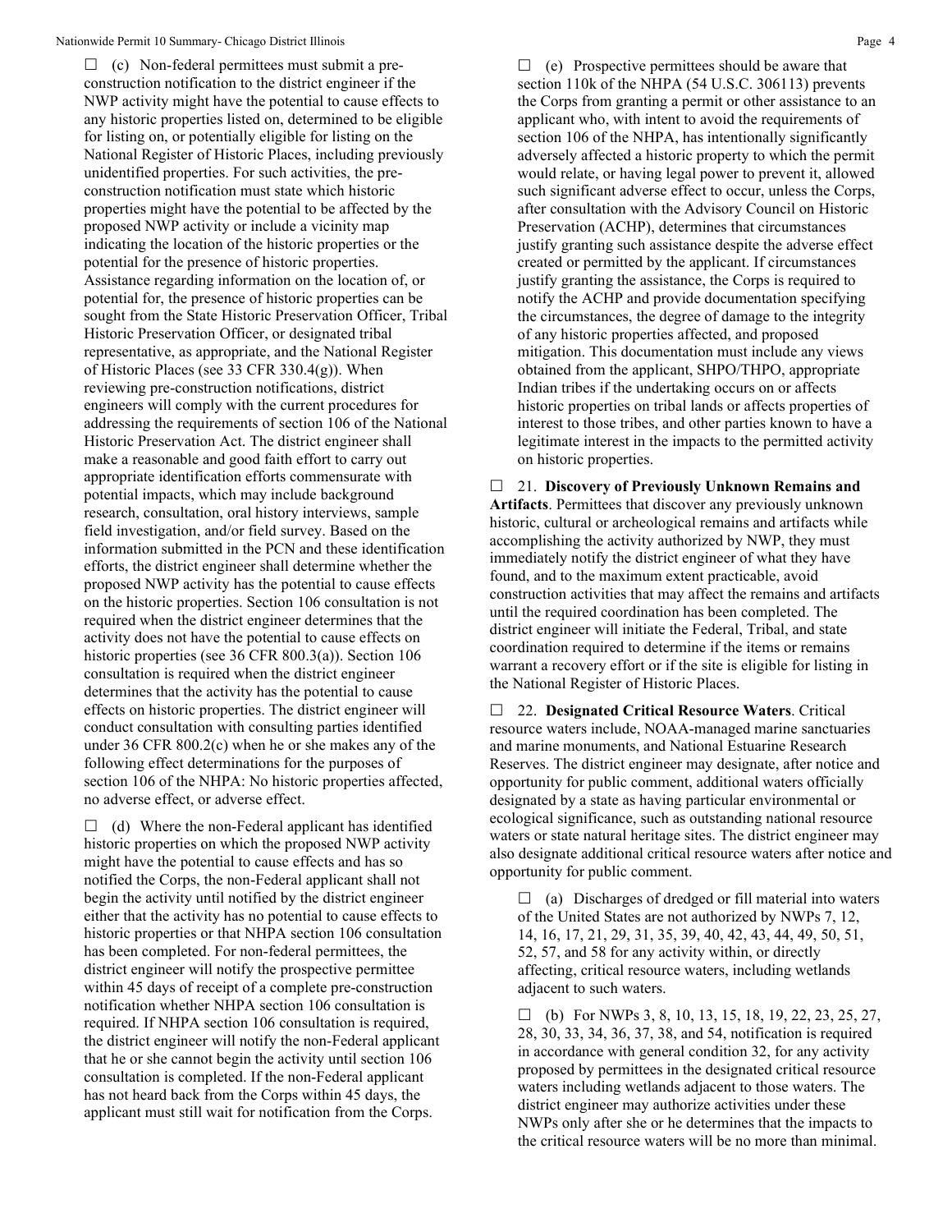☐ (c) Non-federal permittees must submit a pre-construction notification to the district engineer if the NWP activity might have the potential to cause effects to any historic properties listed on, determined to be eligible for listing on, or potentially eligible for listing on the National Register of Historic Places, including previously unidentified properties. For such activities, the pre-construction notification must state which historic properties might have the potential to be affected by the proposed NWP activity or include a vicinity map indicating the location of the historic properties or the potential for the presence of historic properties. Assistance regarding information on the location of, or potential for, the presence of historic properties can be sought from the State Historic Preservation Officer, Tribal Historic Preservation Officer, or designated tribal representative, as appropriate, and the National Register of Historic Places (see 33 CFR 330.4(g)). When reviewing pre-construction notifications, district engineers will comply with the current procedures for addressing the requirements of section 106 of the National Historic Preservation Act. The district engineer shall make a reasonable and good faith effort to carry out appropriate identification efforts commensurate with potential impacts, which may include background research, consultation, oral history interviews, sample field investigation, and/or field survey. Based on the information submitted in the PCN and these identification efforts, the district engineer shall determine whether the proposed NWP activity has the potential to cause effects on the historic properties. Section 106 consultation is not required when the district engineer determines that the activity does not have the potential to cause effects on historic properties (see 36 CFR 800.3(a)). Section 106 consultation is required when the district engineer determines that the activity has the potential to cause effects on historic properties. The district engineer will conduct consultation with consulting parties identified under 36 CFR 800.2(c) when he or she makes any of the following effect determinations for the purposes of section 106 of the NHPA: No historic properties affected, no adverse effect, or adverse effect.

☐ (d) Where the non-Federal applicant has identified historic properties on which the proposed NWP activity might have the potential to cause effects and has so notified the Corps, the non-Federal applicant shall not begin the activity until notified by the district engineer either that the activity has no potential to cause effects to historic properties or that NHPA section 106 consultation has been completed. For non-federal permittees, the district engineer will notify the prospective permittee within 45 days of receipt of a complete pre-construction notification whether NHPA section 106 consultation is required. If NHPA section 106 consultation is required, the district engineer will notify the non-Federal applicant that he or she cannot begin the activity until section 106 consultation is completed. If the non-Federal applicant has not heard back from the Corps within 45 days, the applicant must still wait for notification from the Corps.

☐ (e) Prospective permittees should be aware that section 110k of the NHPA (54 U.S.C. 306113) prevents the Corps from granting a permit or other assistance to an applicant who, with intent to avoid the requirements of section 106 of the NHPA, has intentionally significantly adversely affected a historic property to which the permit would relate, or having legal power to prevent it, allowed such significant adverse effect to occur, unless the Corps, after consultation with the Advisory Council on Historic Preservation (ACHP), determines that circumstances justify granting such assistance despite the adverse effect created or permitted by the applicant. If circumstances justify granting the assistance, the Corps is required to notify the ACHP and provide documentation specifying the circumstances, the degree of damage to the integrity of any historic properties affected, and proposed mitigation. This documentation must include any views obtained from the applicant, SHPO/THPO, appropriate Indian tribes if the undertaking occurs on or affects historic properties on tribal lands or affects properties of interest to those tribes, and other parties known to have a legitimate interest in the impacts to the permitted activity on historic properties.

☐ 21. **Discovery of Previously Unknown Remains and Artifacts**. Permittees that discover any previously unknown historic, cultural or archeological remains and artifacts while accomplishing the activity authorized by NWP, they must immediately notify the district engineer of what they have found, and to the maximum extent practicable, avoid construction activities that may affect the remains and artifacts until the required coordination has been completed. The district engineer will initiate the Federal, Tribal, and state coordination required to determine if the items or remains warrant a recovery effort or if the site is eligible for listing in the National Register of Historic Places.

☐ 22. **Designated Critical Resource Waters**. Critical resource waters include, NOAA-managed marine sanctuaries and marine monuments, and National Estuarine Research Reserves. The district engineer may designate, after notice and opportunity for public comment, additional waters officially designated by a state as having particular environmental or ecological significance, such as outstanding national resource waters or state natural heritage sites. The district engineer may also designate additional critical resource waters after notice and opportunity for public comment.

☐ (a) Discharges of dredged or fill material into waters of the United States are not authorized by NWPs 7, 12, 14, 16, 17, 21, 29, 31, 35, 39, 40, 42, 43, 44, 49, 50, 51, 52, 57, and 58 for any activity within, or directly affecting, critical resource waters, including wetlands adjacent to such waters.

☐ (b) For NWPs 3, 8, 10, 13, 15, 18, 19, 22, 23, 25, 27, 28, 30, 33, 34, 36, 37, 38, and 54, notification is required in accordance with general condition 32, for any activity proposed by permittees in the designated critical resource waters including wetlands adjacent to those waters. The district engineer may authorize activities under these NWPs only after she or he determines that the impacts to the critical resource waters will be no more than minimal.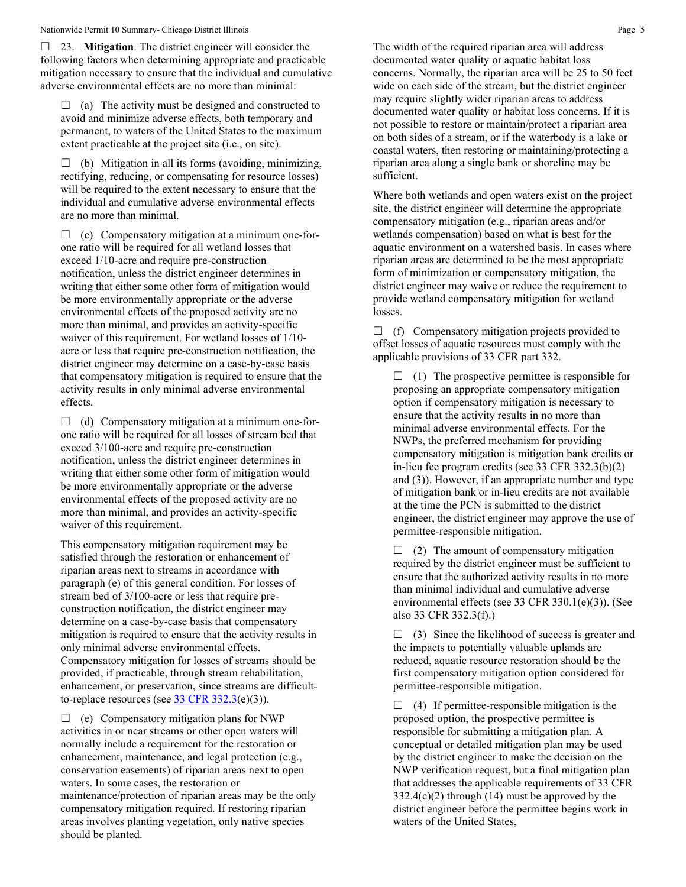☐ 23. **Mitigation**. The district engineer will consider the following factors when determining appropriate and practicable mitigation necessary to ensure that the individual and cumulative adverse environmental effects are no more than minimal:

☐ (a) The activity must be designed and constructed to avoid and minimize adverse effects, both temporary and permanent, to waters of the United States to the maximum extent practicable at the project site (i.e., on site).

☐ (b) Mitigation in all its forms (avoiding, minimizing, rectifying, reducing, or compensating for resource losses) will be required to the extent necessary to ensure that the individual and cumulative adverse environmental effects are no more than minimal.

☐ (c) Compensatory mitigation at a minimum one-for-one ratio will be required for all wetland losses that exceed 1/10-acre and require pre-construction notification, unless the district engineer determines in writing that either some other form of mitigation would be more environmentally appropriate or the adverse environmental effects of the proposed activity are no more than minimal, and provides an activity-specific waiver of this requirement. For wetland losses of 1/10-acre or less that require pre-construction notification, the district engineer may determine on a case-by-case basis that compensatory mitigation is required to ensure that the activity results in only minimal adverse environmental effects.

☐ (d) Compensatory mitigation at a minimum one-for-one ratio will be required for all losses of stream bed that exceed 3/100-acre and require pre-construction notification, unless the district engineer determines in writing that either some other form of mitigation would be more environmentally appropriate or the adverse environmental effects of the proposed activity are no more than minimal, and provides an activity-specific waiver of this requirement.

This compensatory mitigation requirement may be satisfied through the restoration or enhancement of riparian areas next to streams in accordance with paragraph (e) of this general condition. For losses of stream bed of 3/100-acre or less that require pre-construction notification, the district engineer may determine on a case-by-case basis that compensatory mitigation is required to ensure that the activity results in only minimal adverse environmental effects. Compensatory mitigation for losses of streams should be provided, if practicable, through stream rehabilitation, enhancement, or preservation, since streams are difficult-to-replace resources (see [33 CFR 332.3](33 CFR 332.3)(e)(3)).

☐ (e) Compensatory mitigation plans for NWP activities in or near streams or other open waters will normally include a requirement for the restoration or enhancement, maintenance, and legal protection (e.g., conservation easements) of riparian areas next to open waters. In some cases, the restoration or maintenance/protection of riparian areas may be the only compensatory mitigation required. If restoring riparian areas involves planting vegetation, only native species should be planted. The width of the required riparian area will address documented water quality or aquatic habitat loss concerns. Normally, the riparian area will be 25 to 50 feet wide on each side of the stream, but the district engineer may require slightly wider riparian areas to address documented water quality or habitat loss concerns. If it is not possible to restore or maintain/protect a riparian area on both sides of a stream, or if the waterbody is a lake or coastal waters, then restoring or maintaining/protecting a riparian area along a single bank or shoreline may be sufficient.

Where both wetlands and open waters exist on the project site, the district engineer will determine the appropriate compensatory mitigation (e.g., riparian areas and/or wetlands compensation) based on what is best for the aquatic environment on a watershed basis. In cases where riparian areas are determined to be the most appropriate form of minimization or compensatory mitigation, the district engineer may waive or reduce the requirement to provide wetland compensatory mitigation for wetland losses.

☐ (f) Compensatory mitigation projects provided to offset losses of aquatic resources must comply with the applicable provisions of 33 CFR part 332.

☐ (1) The prospective permittee is responsible for proposing an appropriate compensatory mitigation option if compensatory mitigation is necessary to ensure that the activity results in no more than minimal adverse environmental effects. For the NWPs, the preferred mechanism for providing compensatory mitigation is mitigation bank credits or in-lieu fee program credits (see 33 CFR 332.3(b)(2) and (3)). However, if an appropriate number and type of mitigation bank or in-lieu credits are not available at the time the PCN is submitted to the district engineer, the district engineer may approve the use of permittee-responsible mitigation.

☐ (2) The amount of compensatory mitigation required by the district engineer must be sufficient to ensure that the authorized activity results in no more than minimal individual and cumulative adverse environmental effects (see 33 CFR 330.1(e)(3)). (See also 33 CFR 332.3(f).)

☐ (3) Since the likelihood of success is greater and the impacts to potentially valuable uplands are reduced, aquatic resource restoration should be the first compensatory mitigation option considered for permittee-responsible mitigation.

☐ (4) If permittee-responsible mitigation is the proposed option, the prospective permittee is responsible for submitting a mitigation plan. A conceptual or detailed mitigation plan may be used by the district engineer to make the decision on the NWP verification request, but a final mitigation plan that addresses the applicable requirements of 33 CFR 332.4(c)(2) through (14) must be approved by the district engineer before the permittee begins work in waters of the United States,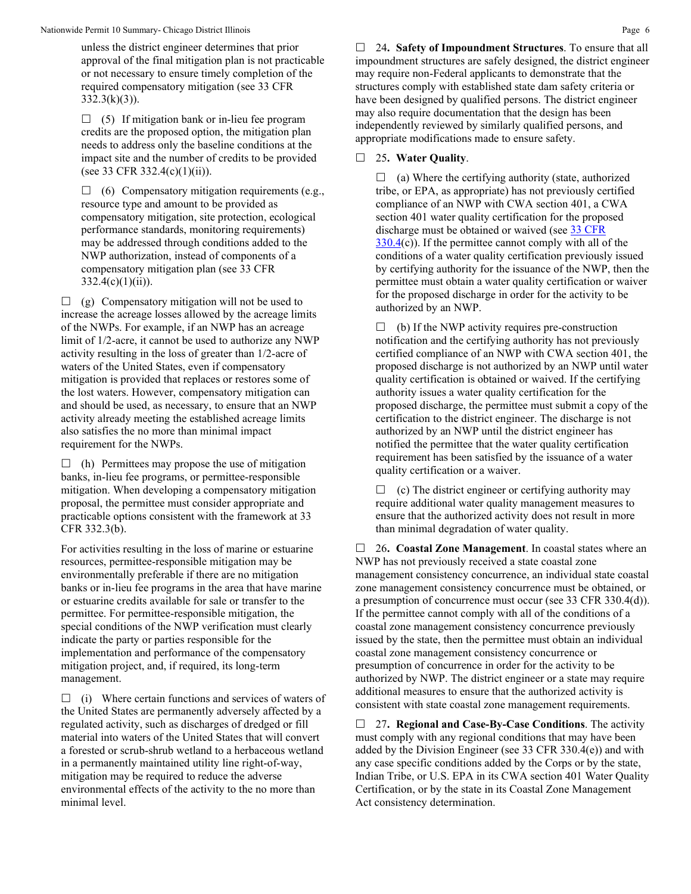unless the district engineer determines that prior approval of the final mitigation plan is not practicable or not necessary to ensure timely completion of the required compensatory mitigation (see 33 CFR 332.3(k)(3)).

☐ (5) If mitigation bank or in-lieu fee program credits are the proposed option, the mitigation plan needs to address only the baseline conditions at the impact site and the number of credits to be provided (see 33 CFR 332.4(c)(1)(ii)).

☐ (6) Compensatory mitigation requirements (e.g., resource type and amount to be provided as compensatory mitigation, site protection, ecological performance standards, monitoring requirements) may be addressed through conditions added to the NWP authorization, instead of components of a compensatory mitigation plan (see 33 CFR 332.4(c)(1)(ii)).

☐ (g) Compensatory mitigation will not be used to increase the acreage losses allowed by the acreage limits of the NWPs. For example, if an NWP has an acreage limit of 1/2-acre, it cannot be used to authorize any NWP activity resulting in the loss of greater than 1/2-acre of waters of the United States, even if compensatory mitigation is provided that replaces or restores some of the lost waters. However, compensatory mitigation can and should be used, as necessary, to ensure that an NWP activity already meeting the established acreage limits also satisfies the no more than minimal impact requirement for the NWPs.

☐ (h) Permittees may propose the use of mitigation banks, in-lieu fee programs, or permittee-responsible mitigation. When developing a compensatory mitigation proposal, the permittee must consider appropriate and practicable options consistent with the framework at 33 CFR 332.3(b).

For activities resulting in the loss of marine or estuarine resources, permittee-responsible mitigation may be environmentally preferable if there are no mitigation banks or in-lieu fee programs in the area that have marine or estuarine credits available for sale or transfer to the permittee. For permittee-responsible mitigation, the special conditions of the NWP verification must clearly indicate the party or parties responsible for the implementation and performance of the compensatory mitigation project, and, if required, its long-term management.

☐ (i) Where certain functions and services of waters of the United States are permanently adversely affected by a regulated activity, such as discharges of dredged or fill material into waters of the United States that will convert a forested or scrub-shrub wetland to a herbaceous wetland in a permanently maintained utility line right-of-way, mitigation may be required to reduce the adverse environmental effects of the activity to the no more than minimal level.

☐ 24**. Safety of Impoundment Structures**. To ensure that all impoundment structures are safely designed, the district engineer may require non-Federal applicants to demonstrate that the structures comply with established state dam safety criteria or have been designed by qualified persons. The district engineer may also require documentation that the design has been independently reviewed by similarly qualified persons, and appropriate modifications made to ensure safety.

☐ 25**. Water Quality**.

☐ (a) Where the certifying authority (state, authorized tribe, or EPA, as appropriate) has not previously certified compliance of an NWP with CWA section 401, a CWA section 401 water quality certification for the proposed discharge must be obtained or waived (see 33 CFR 330.4(c)). If the permittee cannot comply with all of the conditions of a water quality certification previously issued by certifying authority for the issuance of the NWP, then the permittee must obtain a water quality certification or waiver for the proposed discharge in order for the activity to be authorized by an NWP.

☐ (b) If the NWP activity requires pre-construction notification and the certifying authority has not previously certified compliance of an NWP with CWA section 401, the proposed discharge is not authorized by an NWP until water quality certification is obtained or waived. If the certifying authority issues a water quality certification for the proposed discharge, the permittee must submit a copy of the certification to the district engineer. The discharge is not authorized by an NWP until the district engineer has notified the permittee that the water quality certification requirement has been satisfied by the issuance of a water quality certification or a waiver.

☐ (c) The district engineer or certifying authority may require additional water quality management measures to ensure that the authorized activity does not result in more than minimal degradation of water quality.

☐ 26**. Coastal Zone Management**. In coastal states where an NWP has not previously received a state coastal zone management consistency concurrence, an individual state coastal zone management consistency concurrence must be obtained, or a presumption of concurrence must occur (see 33 CFR 330.4(d)). If the permittee cannot comply with all of the conditions of a coastal zone management consistency concurrence previously issued by the state, then the permittee must obtain an individual coastal zone management consistency concurrence or presumption of concurrence in order for the activity to be authorized by NWP. The district engineer or a state may require additional measures to ensure that the authorized activity is consistent with state coastal zone management requirements.

☐ 27**. Regional and Case-By-Case Conditions**. The activity must comply with any regional conditions that may have been added by the Division Engineer (see 33 CFR 330.4(e)) and with any case specific conditions added by the Corps or by the state, Indian Tribe, or U.S. EPA in its CWA section 401 Water Quality Certification, or by the state in its Coastal Zone Management Act consistency determination.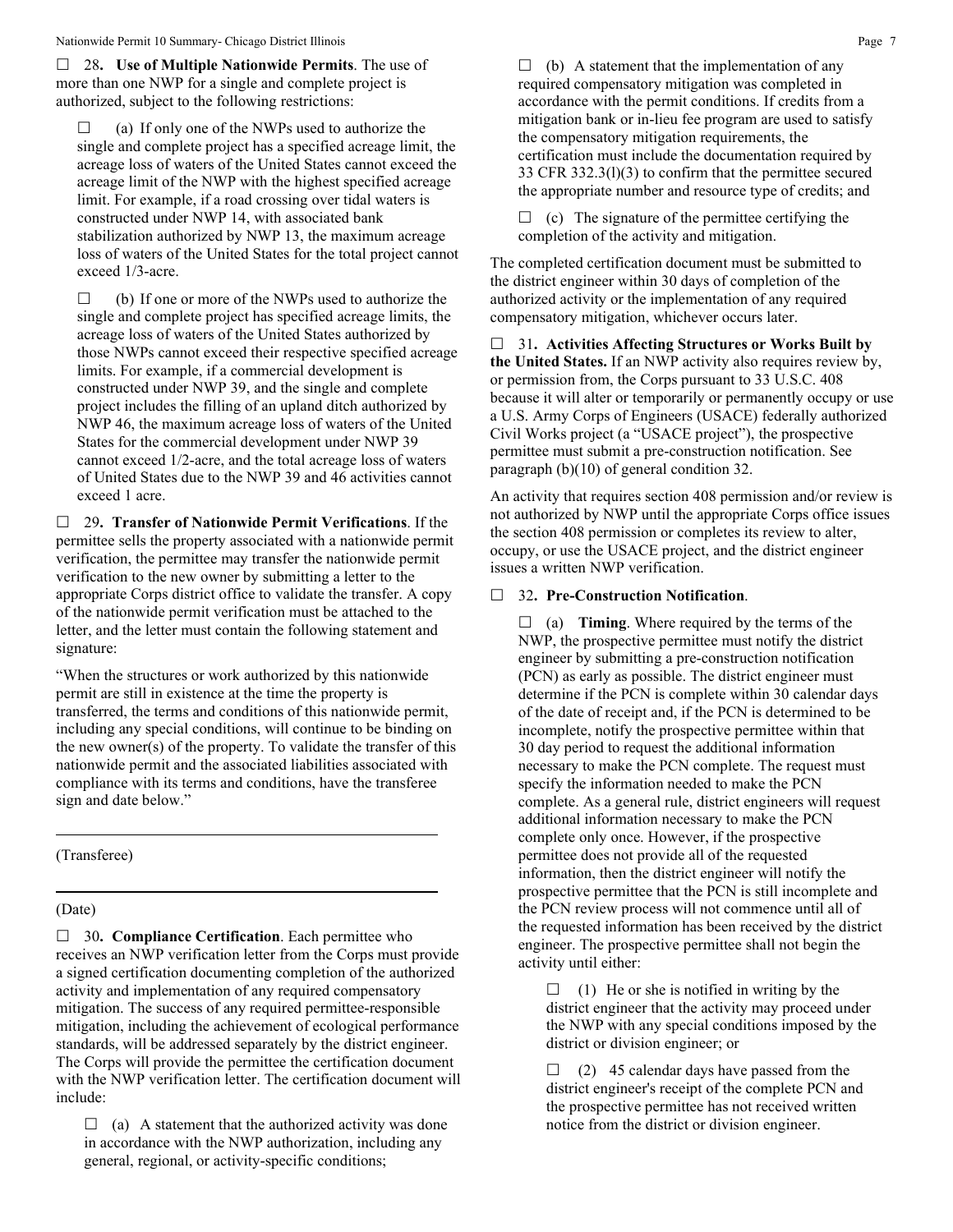☐ 28**. Use of Multiple Nationwide Permits**. The use of more than one NWP for a single and complete project is authorized, subject to the following restrictions:

☐ (a) If only one of the NWPs used to authorize the single and complete project has a specified acreage limit, the acreage loss of waters of the United States cannot exceed the acreage limit of the NWP with the highest specified acreage limit. For example, if a road crossing over tidal waters is constructed under NWP 14, with associated bank stabilization authorized by NWP 13, the maximum acreage loss of waters of the United States for the total project cannot exceed 1/3-acre.

☐ (b) If one or more of the NWPs used to authorize the single and complete project has specified acreage limits, the acreage loss of waters of the United States authorized by those NWPs cannot exceed their respective specified acreage limits. For example, if a commercial development is constructed under NWP 39, and the single and complete project includes the filling of an upland ditch authorized by NWP 46, the maximum acreage loss of waters of the United States for the commercial development under NWP 39 cannot exceed 1/2-acre, and the total acreage loss of waters of United States due to the NWP 39 and 46 activities cannot exceed 1 acre.

☐ 29**. Transfer of Nationwide Permit Verifications**. If the permittee sells the property associated with a nationwide permit verification, the permittee may transfer the nationwide permit verification to the new owner by submitting a letter to the appropriate Corps district office to validate the transfer. A copy of the nationwide permit verification must be attached to the letter, and the letter must contain the following statement and signature:

"When the structures or work authorized by this nationwide permit are still in existence at the time the property is transferred, the terms and conditions of this nationwide permit, including any special conditions, will continue to be binding on the new owner(s) of the property. To validate the transfer of this nationwide permit and the associated liabilities associated with compliance with its terms and conditions, have the transferee sign and date below."

\_\_\_\_\_\_\_\_\_\_\_\_\_\_\_\_\_\_\_\_\_\_\_\_\_\_\_\_\_\_\_\_\_\_\_\_\_\_\_\_

(Transferee)

\_\_\_\_\_\_\_\_\_\_\_\_\_\_\_\_\_\_\_\_\_\_\_\_\_\_\_\_\_\_\_\_\_\_\_\_\_\_\_\_

(Date)

☐ 30**. Compliance Certification**. Each permittee who receives an NWP verification letter from the Corps must provide a signed certification documenting completion of the authorized activity and implementation of any required compensatory mitigation. The success of any required permittee-responsible mitigation, including the achievement of ecological performance standards, will be addressed separately by the district engineer. The Corps will provide the permittee the certification document with the NWP verification letter. The certification document will include:

☐ (a) A statement that the authorized activity was done in accordance with the NWP authorization, including any general, regional, or activity-specific conditions;

☐ (b) A statement that the implementation of any required compensatory mitigation was completed in accordance with the permit conditions. If credits from a mitigation bank or in-lieu fee program are used to satisfy the compensatory mitigation requirements, the certification must include the documentation required by 33 CFR 332.3(l)(3) to confirm that the permittee secured the appropriate number and resource type of credits; and

☐ (c) The signature of the permittee certifying the completion of the activity and mitigation.

The completed certification document must be submitted to the district engineer within 30 days of completion of the authorized activity or the implementation of any required compensatory mitigation, whichever occurs later.

☐ 31**. Activities Affecting Structures or Works Built by the United States.** If an NWP activity also requires review by, or permission from, the Corps pursuant to 33 U.S.C. 408 because it will alter or temporarily or permanently occupy or use a U.S. Army Corps of Engineers (USACE) federally authorized Civil Works project (a "USACE project"), the prospective permittee must submit a pre-construction notification. See paragraph (b)(10) of general condition 32.

An activity that requires section 408 permission and/or review is not authorized by NWP until the appropriate Corps office issues the section 408 permission or completes its review to alter, occupy, or use the USACE project, and the district engineer issues a written NWP verification.

☐ 32**. Pre-Construction Notification**.

☐ (a) **Timing**. Where required by the terms of the NWP, the prospective permittee must notify the district engineer by submitting a pre-construction notification (PCN) as early as possible. The district engineer must determine if the PCN is complete within 30 calendar days of the date of receipt and, if the PCN is determined to be incomplete, notify the prospective permittee within that 30 day period to request the additional information necessary to make the PCN complete. The request must specify the information needed to make the PCN complete. As a general rule, district engineers will request additional information necessary to make the PCN complete only once. However, if the prospective permittee does not provide all of the requested information, then the district engineer will notify the prospective permittee that the PCN is still incomplete and the PCN review process will not commence until all of the requested information has been received by the district engineer. The prospective permittee shall not begin the activity until either:

☐ (1) He or she is notified in writing by the district engineer that the activity may proceed under the NWP with any special conditions imposed by the district or division engineer; or

☐ (2) 45 calendar days have passed from the district engineer's receipt of the complete PCN and the prospective permittee has not received written notice from the district or division engineer.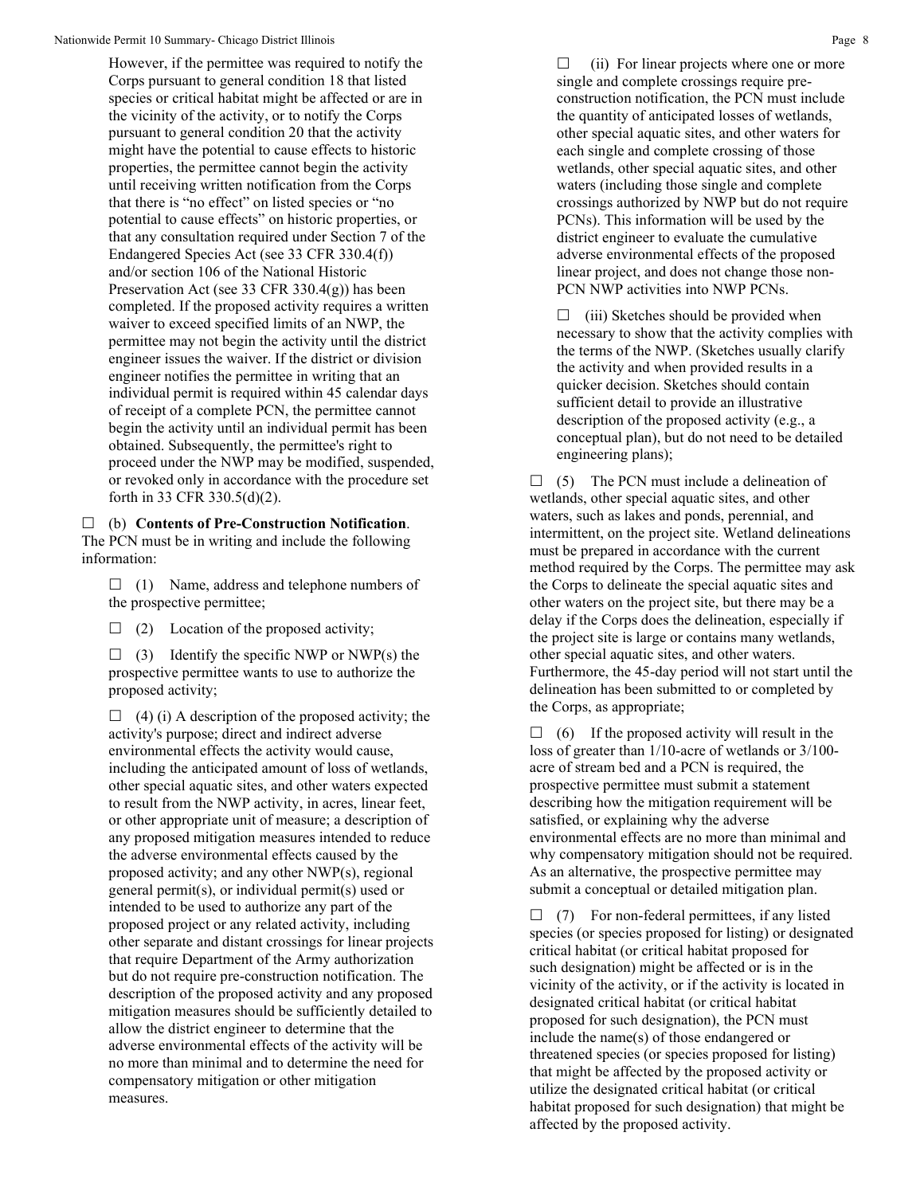However, if the permittee was required to notify the Corps pursuant to general condition 18 that listed species or critical habitat might be affected or are in the vicinity of the activity, or to notify the Corps pursuant to general condition 20 that the activity might have the potential to cause effects to historic properties, the permittee cannot begin the activity until receiving written notification from the Corps that there is "no effect" on listed species or "no potential to cause effects" on historic properties, or that any consultation required under Section 7 of the Endangered Species Act (see 33 CFR 330.4(f)) and/or section 106 of the National Historic Preservation Act (see 33 CFR 330.4(g)) has been completed. If the proposed activity requires a written waiver to exceed specified limits of an NWP, the permittee may not begin the activity until the district engineer issues the waiver. If the district or division engineer notifies the permittee in writing that an individual permit is required within 45 calendar days of receipt of a complete PCN, the permittee cannot begin the activity until an individual permit has been obtained. Subsequently, the permittee's right to proceed under the NWP may be modified, suspended, or revoked only in accordance with the procedure set forth in 33 CFR 330.5(d)(2).

☐ (b) **Contents of Pre-Construction Notification**. The PCN must be in writing and include the following information:

☐ (1) Name, address and telephone numbers of the prospective permittee;

☐ (2) Location of the proposed activity;

☐ (3) Identify the specific NWP or NWP(s) the prospective permittee wants to use to authorize the proposed activity;

☐ (4) (i) A description of the proposed activity; the activity's purpose; direct and indirect adverse environmental effects the activity would cause, including the anticipated amount of loss of wetlands, other special aquatic sites, and other waters expected to result from the NWP activity, in acres, linear feet, or other appropriate unit of measure; a description of any proposed mitigation measures intended to reduce the adverse environmental effects caused by the proposed activity; and any other NWP(s), regional general permit(s), or individual permit(s) used or intended to be used to authorize any part of the proposed project or any related activity, including other separate and distant crossings for linear projects that require Department of the Army authorization but do not require pre-construction notification. The description of the proposed activity and any proposed mitigation measures should be sufficiently detailed to allow the district engineer to determine that the adverse environmental effects of the activity will be no more than minimal and to determine the need for compensatory mitigation or other mitigation measures.

☐ (ii) For linear projects where one or more single and complete crossings require pre-construction notification, the PCN must include the quantity of anticipated losses of wetlands, other special aquatic sites, and other waters for each single and complete crossing of those wetlands, other special aquatic sites, and other waters (including those single and complete crossings authorized by NWP but do not require PCNs). This information will be used by the district engineer to evaluate the cumulative adverse environmental effects of the proposed linear project, and does not change those non-PCN NWP activities into NWP PCNs.

☐ (iii) Sketches should be provided when necessary to show that the activity complies with the terms of the NWP. (Sketches usually clarify the activity and when provided results in a quicker decision. Sketches should contain sufficient detail to provide an illustrative description of the proposed activity (e.g., a conceptual plan), but do not need to be detailed engineering plans);

☐ (5) The PCN must include a delineation of wetlands, other special aquatic sites, and other waters, such as lakes and ponds, perennial, and intermittent, on the project site. Wetland delineations must be prepared in accordance with the current method required by the Corps. The permittee may ask the Corps to delineate the special aquatic sites and other waters on the project site, but there may be a delay if the Corps does the delineation, especially if the project site is large or contains many wetlands, other special aquatic sites, and other waters. Furthermore, the 45-day period will not start until the delineation has been submitted to or completed by the Corps, as appropriate;

☐ (6) If the proposed activity will result in the loss of greater than 1/10-acre of wetlands or 3/100-acre of stream bed and a PCN is required, the prospective permittee must submit a statement describing how the mitigation requirement will be satisfied, or explaining why the adverse environmental effects are no more than minimal and why compensatory mitigation should not be required. As an alternative, the prospective permittee may submit a conceptual or detailed mitigation plan.

☐ (7) For non-federal permittees, if any listed species (or species proposed for listing) or designated critical habitat (or critical habitat proposed for such designation) might be affected or is in the vicinity of the activity, or if the activity is located in designated critical habitat (or critical habitat proposed for such designation), the PCN must include the name(s) of those endangered or threatened species (or species proposed for listing) that might be affected by the proposed activity or utilize the designated critical habitat (or critical habitat proposed for such designation) that might be affected by the proposed activity.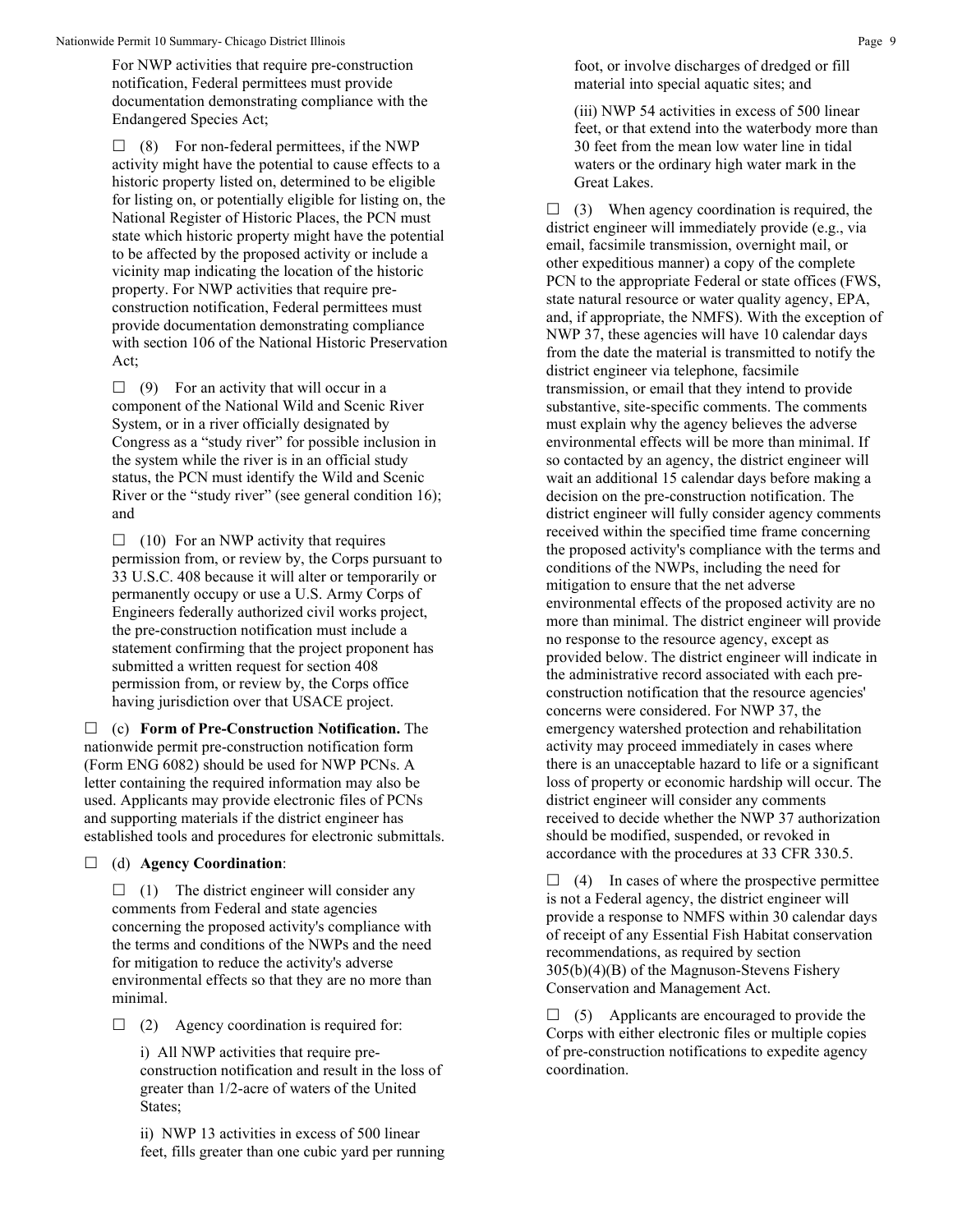For NWP activities that require pre-construction notification, Federal permittees must provide documentation demonstrating compliance with the Endangered Species Act;

☐ (8) For non-federal permittees, if the NWP activity might have the potential to cause effects to a historic property listed on, determined to be eligible for listing on, or potentially eligible for listing on, the National Register of Historic Places, the PCN must state which historic property might have the potential to be affected by the proposed activity or include a vicinity map indicating the location of the historic property. For NWP activities that require pre-construction notification, Federal permittees must provide documentation demonstrating compliance with section 106 of the National Historic Preservation Act;

☐ (9) For an activity that will occur in a component of the National Wild and Scenic River System, or in a river officially designated by Congress as a "study river" for possible inclusion in the system while the river is in an official study status, the PCN must identify the Wild and Scenic River or the "study river" (see general condition 16); and

☐ (10) For an NWP activity that requires permission from, or review by, the Corps pursuant to 33 U.S.C. 408 because it will alter or temporarily or permanently occupy or use a U.S. Army Corps of Engineers federally authorized civil works project, the pre-construction notification must include a statement confirming that the project proponent has submitted a written request for section 408 permission from, or review by, the Corps office having jurisdiction over that USACE project.

☐ (c) **Form of Pre-Construction Notification.** The nationwide permit pre-construction notification form (Form ENG 6082) should be used for NWP PCNs. A letter containing the required information may also be used. Applicants may provide electronic files of PCNs and supporting materials if the district engineer has established tools and procedures for electronic submittals.

☐ (d) **Agency Coordination**:

☐ (1) The district engineer will consider any comments from Federal and state agencies concerning the proposed activity's compliance with the terms and conditions of the NWPs and the need for mitigation to reduce the activity's adverse environmental effects so that they are no more than minimal.

☐ (2) Agency coordination is required for:

i) All NWP activities that require pre-construction notification and result in the loss of greater than 1/2-acre of waters of the United States;

ii) NWP 13 activities in excess of 500 linear feet, fills greater than one cubic yard per running foot, or involve discharges of dredged or fill material into special aquatic sites; and

(iii) NWP 54 activities in excess of 500 linear feet, or that extend into the waterbody more than 30 feet from the mean low water line in tidal waters or the ordinary high water mark in the Great Lakes.

☐ (3) When agency coordination is required, the district engineer will immediately provide (e.g., via email, facsimile transmission, overnight mail, or other expeditious manner) a copy of the complete PCN to the appropriate Federal or state offices (FWS, state natural resource or water quality agency, EPA, and, if appropriate, the NMFS). With the exception of NWP 37, these agencies will have 10 calendar days from the date the material is transmitted to notify the district engineer via telephone, facsimile transmission, or email that they intend to provide substantive, site-specific comments. The comments must explain why the agency believes the adverse environmental effects will be more than minimal. If so contacted by an agency, the district engineer will wait an additional 15 calendar days before making a decision on the pre-construction notification. The district engineer will fully consider agency comments received within the specified time frame concerning the proposed activity's compliance with the terms and conditions of the NWPs, including the need for mitigation to ensure that the net adverse environmental effects of the proposed activity are no more than minimal. The district engineer will provide no response to the resource agency, except as provided below. The district engineer will indicate in the administrative record associated with each pre-construction notification that the resource agencies' concerns were considered. For NWP 37, the emergency watershed protection and rehabilitation activity may proceed immediately in cases where there is an unacceptable hazard to life or a significant loss of property or economic hardship will occur. The district engineer will consider any comments received to decide whether the NWP 37 authorization should be modified, suspended, or revoked in accordance with the procedures at 33 CFR 330.5.

☐ (4) In cases of where the prospective permittee is not a Federal agency, the district engineer will provide a response to NMFS within 30 calendar days of receipt of any Essential Fish Habitat conservation recommendations, as required by section 305(b)(4)(B) of the Magnuson-Stevens Fishery Conservation and Management Act.

☐ (5) Applicants are encouraged to provide the Corps with either electronic files or multiple copies of pre-construction notifications to expedite agency coordination.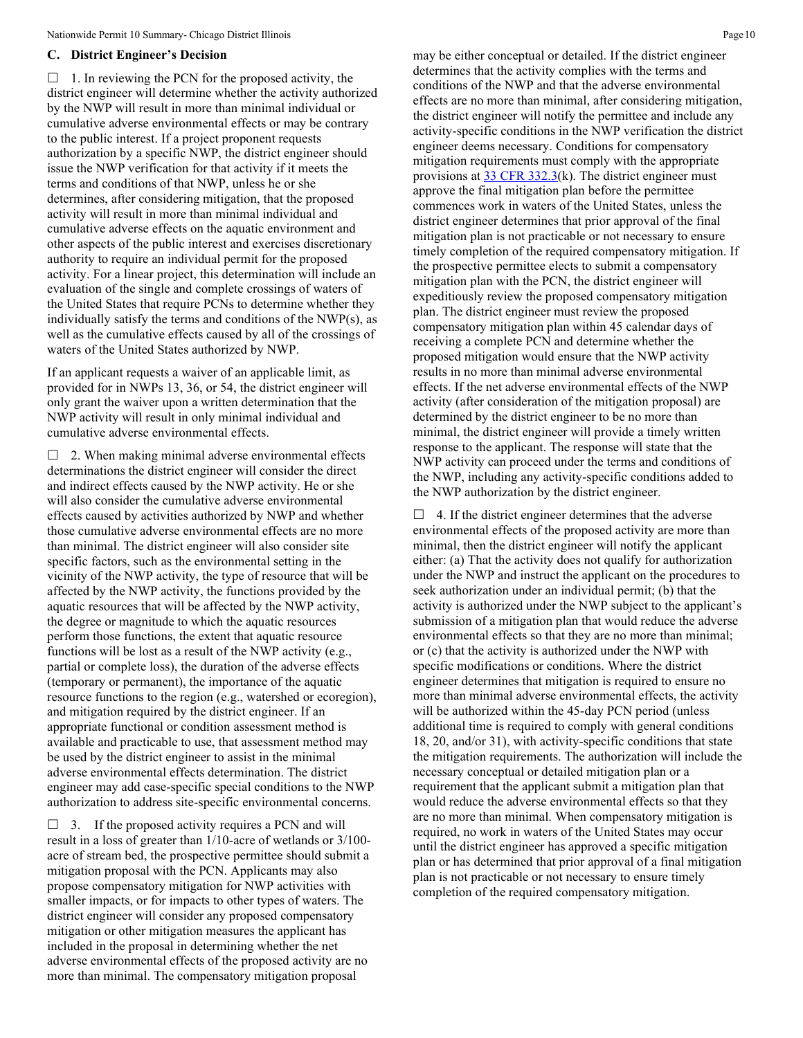### C. District Engineer's Decision

☐ 1. In reviewing the PCN for the proposed activity, the district engineer will determine whether the activity authorized by the NWP will result in more than minimal individual or cumulative adverse environmental effects or may be contrary to the public interest. If a project proponent requests authorization by a specific NWP, the district engineer should issue the NWP verification for that activity if it meets the terms and conditions of that NWP, unless he or she determines, after considering mitigation, that the proposed activity will result in more than minimal individual and cumulative adverse effects on the aquatic environment and other aspects of the public interest and exercises discretionary authority to require an individual permit for the proposed activity. For a linear project, this determination will include an evaluation of the single and complete crossings of waters of the United States that require PCNs to determine whether they individually satisfy the terms and conditions of the NWP(s), as well as the cumulative effects caused by all of the crossings of waters of the United States authorized by NWP.

If an applicant requests a waiver of an applicable limit, as provided for in NWPs 13, 36, or 54, the district engineer will only grant the waiver upon a written determination that the NWP activity will result in only minimal individual and cumulative adverse environmental effects.

☐ 2. When making minimal adverse environmental effects determinations the district engineer will consider the direct and indirect effects caused by the NWP activity. He or she will also consider the cumulative adverse environmental effects caused by activities authorized by NWP and whether those cumulative adverse environmental effects are no more than minimal. The district engineer will also consider site specific factors, such as the environmental setting in the vicinity of the NWP activity, the type of resource that will be affected by the NWP activity, the functions provided by the aquatic resources that will be affected by the NWP activity, the degree or magnitude to which the aquatic resources perform those functions, the extent that aquatic resource functions will be lost as a result of the NWP activity (e.g., partial or complete loss), the duration of the adverse effects (temporary or permanent), the importance of the aquatic resource functions to the region (e.g., watershed or ecoregion), and mitigation required by the district engineer. If an appropriate functional or condition assessment method is available and practicable to use, that assessment method may be used by the district engineer to assist in the minimal adverse environmental effects determination. The district engineer may add case-specific special conditions to the NWP authorization to address site-specific environmental concerns.

☐ 3. If the proposed activity requires a PCN and will result in a loss of greater than 1/10-acre of wetlands or 3/100-acre of stream bed, the prospective permittee should submit a mitigation proposal with the PCN. Applicants may also propose compensatory mitigation for NWP activities with smaller impacts, or for impacts to other types of waters. The district engineer will consider any proposed compensatory mitigation or other mitigation measures the applicant has included in the proposal in determining whether the net adverse environmental effects of the proposed activity are no more than minimal. The compensatory mitigation proposal may be either conceptual or detailed. If the district engineer determines that the activity complies with the terms and conditions of the NWP and that the adverse environmental effects are no more than minimal, after considering mitigation, the district engineer will notify the permittee and include any activity-specific conditions in the NWP verification the district engineer deems necessary. Conditions for compensatory mitigation requirements must comply with the appropriate provisions at [33 CFR 332.3](k). The district engineer must approve the final mitigation plan before the permittee commences work in waters of the United States, unless the district engineer determines that prior approval of the final mitigation plan is not practicable or not necessary to ensure timely completion of the required compensatory mitigation. If the prospective permittee elects to submit a compensatory mitigation plan with the PCN, the district engineer will expeditiously review the proposed compensatory mitigation plan. The district engineer must review the proposed compensatory mitigation plan within 45 calendar days of receiving a complete PCN and determine whether the proposed mitigation would ensure that the NWP activity results in no more than minimal adverse environmental effects. If the net adverse environmental effects of the NWP activity (after consideration of the mitigation proposal) are determined by the district engineer to be no more than minimal, the district engineer will provide a timely written response to the applicant. The response will state that the NWP activity can proceed under the terms and conditions of the NWP, including any activity-specific conditions added to the NWP authorization by the district engineer.

☐ 4. If the district engineer determines that the adverse environmental effects of the proposed activity are more than minimal, then the district engineer will notify the applicant either: (a) That the activity does not qualify for authorization under the NWP and instruct the applicant on the procedures to seek authorization under an individual permit; (b) that the activity is authorized under the NWP subject to the applicant's submission of a mitigation plan that would reduce the adverse environmental effects so that they are no more than minimal; or (c) that the activity is authorized under the NWP with specific modifications or conditions. Where the district engineer determines that mitigation is required to ensure no more than minimal adverse environmental effects, the activity will be authorized within the 45-day PCN period (unless additional time is required to comply with general conditions 18, 20, and/or 31), with activity-specific conditions that state the mitigation requirements. The authorization will include the necessary conceptual or detailed mitigation plan or a requirement that the applicant submit a mitigation plan that would reduce the adverse environmental effects so that they are no more than minimal. When compensatory mitigation is required, no work in waters of the United States may occur until the district engineer has approved a specific mitigation plan or has determined that prior approval of a final mitigation plan is not practicable or not necessary to ensure timely completion of the required compensatory mitigation.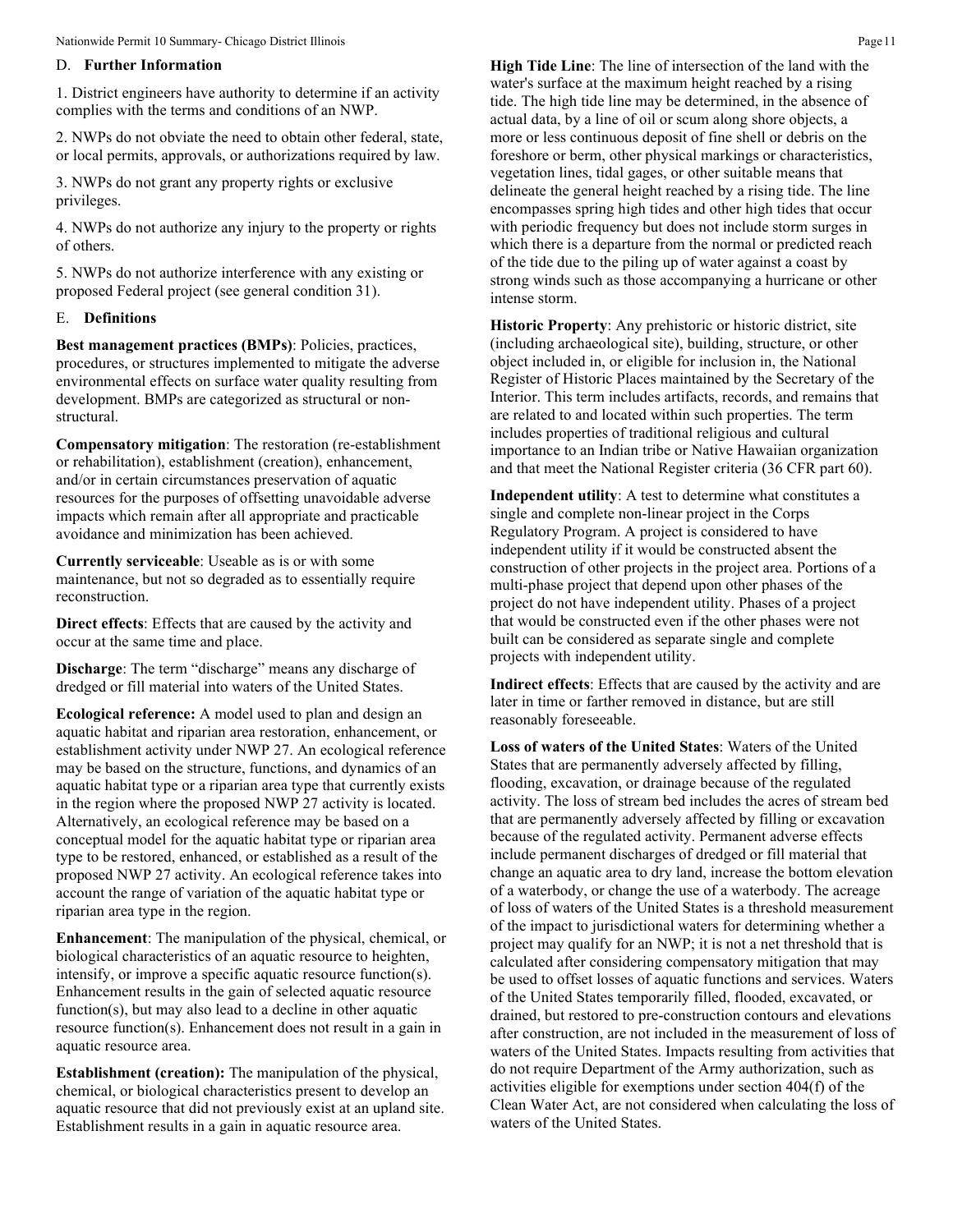## D. Further Information

1. District engineers have authority to determine if an activity complies with the terms and conditions of an NWP.

2. NWPs do not obviate the need to obtain other federal, state, or local permits, approvals, or authorizations required by law.

3. NWPs do not grant any property rights or exclusive privileges.

4. NWPs do not authorize any injury to the property or rights of others.

5. NWPs do not authorize interference with any existing or proposed Federal project (see general condition 31).

## E. Definitions

**Best management practices (BMPs)**: Policies, practices, procedures, or structures implemented to mitigate the adverse environmental effects on surface water quality resulting from development. BMPs are categorized as structural or non-structural.

**Compensatory mitigation**: The restoration (re-establishment or rehabilitation), establishment (creation), enhancement, and/or in certain circumstances preservation of aquatic resources for the purposes of offsetting unavoidable adverse impacts which remain after all appropriate and practicable avoidance and minimization has been achieved.

**Currently serviceable**: Useable as is or with some maintenance, but not so degraded as to essentially require reconstruction.

**Direct effects**: Effects that are caused by the activity and occur at the same time and place.

**Discharge**: The term "discharge" means any discharge of dredged or fill material into waters of the United States.

**Ecological reference:** A model used to plan and design an aquatic habitat and riparian area restoration, enhancement, or establishment activity under NWP 27. An ecological reference may be based on the structure, functions, and dynamics of an aquatic habitat type or a riparian area type that currently exists in the region where the proposed NWP 27 activity is located. Alternatively, an ecological reference may be based on a conceptual model for the aquatic habitat type or riparian area type to be restored, enhanced, or established as a result of the proposed NWP 27 activity. An ecological reference takes into account the range of variation of the aquatic habitat type or riparian area type in the region.

**Enhancement**: The manipulation of the physical, chemical, or biological characteristics of an aquatic resource to heighten, intensify, or improve a specific aquatic resource function(s). Enhancement results in the gain of selected aquatic resource function(s), but may also lead to a decline in other aquatic resource function(s). Enhancement does not result in a gain in aquatic resource area.

**Establishment (creation):** The manipulation of the physical, chemical, or biological characteristics present to develop an aquatic resource that did not previously exist at an upland site. Establishment results in a gain in aquatic resource area.

**High Tide Line**: The line of intersection of the land with the water's surface at the maximum height reached by a rising tide. The high tide line may be determined, in the absence of actual data, by a line of oil or scum along shore objects, a more or less continuous deposit of fine shell or debris on the foreshore or berm, other physical markings or characteristics, vegetation lines, tidal gages, or other suitable means that delineate the general height reached by a rising tide. The line encompasses spring high tides and other high tides that occur with periodic frequency but does not include storm surges in which there is a departure from the normal or predicted reach of the tide due to the piling up of water against a coast by strong winds such as those accompanying a hurricane or other intense storm.

**Historic Property**: Any prehistoric or historic district, site (including archaeological site), building, structure, or other object included in, or eligible for inclusion in, the National Register of Historic Places maintained by the Secretary of the Interior. This term includes artifacts, records, and remains that are related to and located within such properties. The term includes properties of traditional religious and cultural importance to an Indian tribe or Native Hawaiian organization and that meet the National Register criteria (36 CFR part 60).

**Independent utility**: A test to determine what constitutes a single and complete non-linear project in the Corps Regulatory Program. A project is considered to have independent utility if it would be constructed absent the construction of other projects in the project area. Portions of a multi-phase project that depend upon other phases of the project do not have independent utility. Phases of a project that would be constructed even if the other phases were not built can be considered as separate single and complete projects with independent utility.

**Indirect effects**: Effects that are caused by the activity and are later in time or farther removed in distance, but are still reasonably foreseeable.

**Loss of waters of the United States**: Waters of the United States that are permanently adversely affected by filling, flooding, excavation, or drainage because of the regulated activity. The loss of stream bed includes the acres of stream bed that are permanently adversely affected by filling or excavation because of the regulated activity. Permanent adverse effects include permanent discharges of dredged or fill material that change an aquatic area to dry land, increase the bottom elevation of a waterbody, or change the use of a waterbody. The acreage of loss of waters of the United States is a threshold measurement of the impact to jurisdictional waters for determining whether a project may qualify for an NWP; it is not a net threshold that is calculated after considering compensatory mitigation that may be used to offset losses of aquatic functions and services. Waters of the United States temporarily filled, flooded, excavated, or drained, but restored to pre-construction contours and elevations after construction, are not included in the measurement of loss of waters of the United States. Impacts resulting from activities that do not require Department of the Army authorization, such as activities eligible for exemptions under section 404(f) of the Clean Water Act, are not considered when calculating the loss of waters of the United States.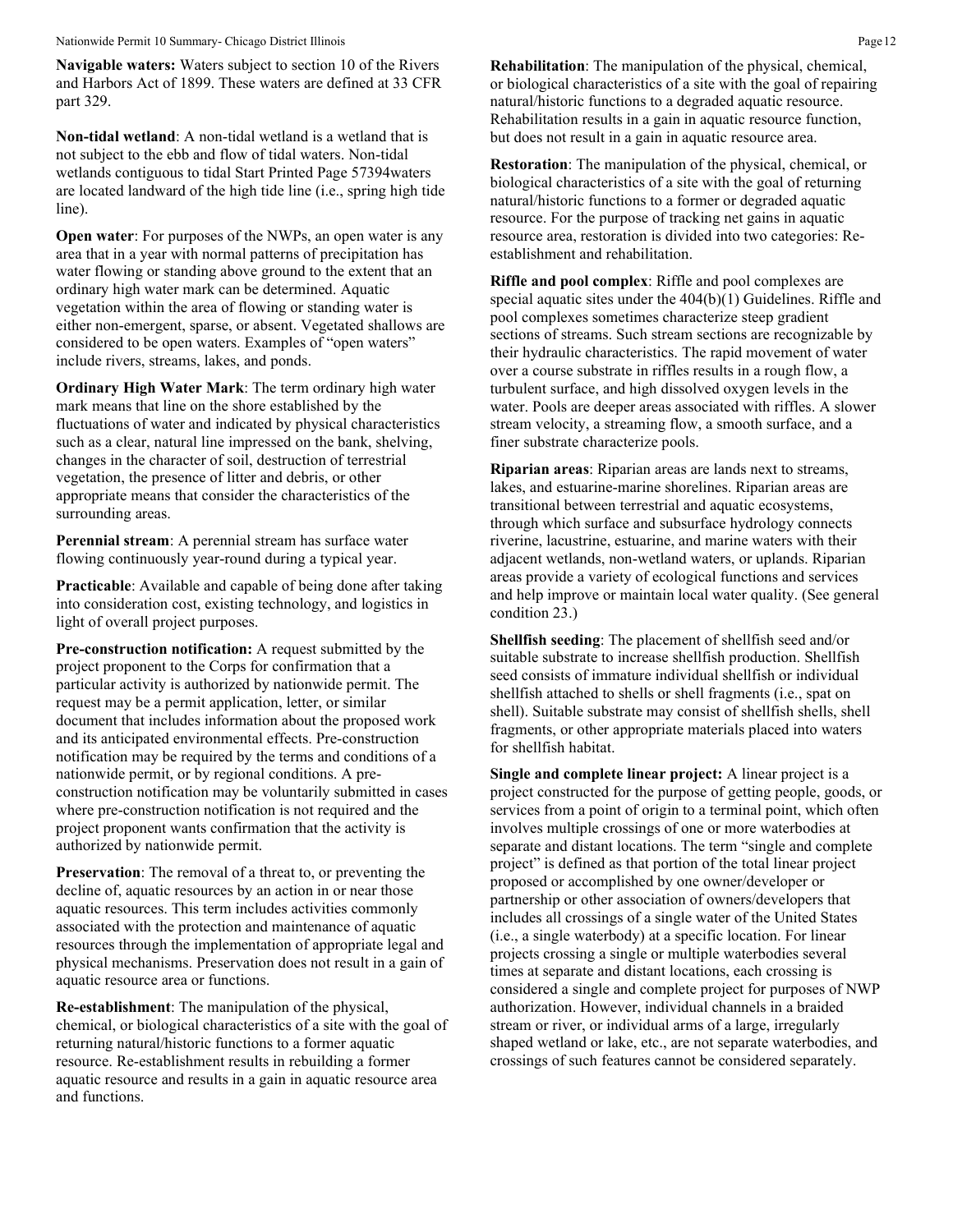**Navigable waters:** Waters subject to section 10 of the Rivers and Harbors Act of 1899. These waters are defined at 33 CFR part 329.

**Non-tidal wetland**: A non-tidal wetland is a wetland that is not subject to the ebb and flow of tidal waters. Non-tidal wetlands contiguous to tidal Start Printed Page 57394waters are located landward of the high tide line (i.e., spring high tide line).

**Open water**: For purposes of the NWPs, an open water is any area that in a year with normal patterns of precipitation has water flowing or standing above ground to the extent that an ordinary high water mark can be determined. Aquatic vegetation within the area of flowing or standing water is either non-emergent, sparse, or absent. Vegetated shallows are considered to be open waters. Examples of "open waters" include rivers, streams, lakes, and ponds.

**Ordinary High Water Mark**: The term ordinary high water mark means that line on the shore established by the fluctuations of water and indicated by physical characteristics such as a clear, natural line impressed on the bank, shelving, changes in the character of soil, destruction of terrestrial vegetation, the presence of litter and debris, or other appropriate means that consider the characteristics of the surrounding areas.

**Perennial stream**: A perennial stream has surface water flowing continuously year-round during a typical year.

**Practicable**: Available and capable of being done after taking into consideration cost, existing technology, and logistics in light of overall project purposes.

**Pre-construction notification:** A request submitted by the project proponent to the Corps for confirmation that a particular activity is authorized by nationwide permit. The request may be a permit application, letter, or similar document that includes information about the proposed work and its anticipated environmental effects. Pre-construction notification may be required by the terms and conditions of a nationwide permit, or by regional conditions. A pre-construction notification may be voluntarily submitted in cases where pre-construction notification is not required and the project proponent wants confirmation that the activity is authorized by nationwide permit.

**Preservation**: The removal of a threat to, or preventing the decline of, aquatic resources by an action in or near those aquatic resources. This term includes activities commonly associated with the protection and maintenance of aquatic resources through the implementation of appropriate legal and physical mechanisms. Preservation does not result in a gain of aquatic resource area or functions.

**Re-establishment**: The manipulation of the physical, chemical, or biological characteristics of a site with the goal of returning natural/historic functions to a former aquatic resource. Re-establishment results in rebuilding a former aquatic resource and results in a gain in aquatic resource area and functions.

**Rehabilitation**: The manipulation of the physical, chemical, or biological characteristics of a site with the goal of repairing natural/historic functions to a degraded aquatic resource. Rehabilitation results in a gain in aquatic resource function, but does not result in a gain in aquatic resource area.

**Restoration**: The manipulation of the physical, chemical, or biological characteristics of a site with the goal of returning natural/historic functions to a former or degraded aquatic resource. For the purpose of tracking net gains in aquatic resource area, restoration is divided into two categories: Re-establishment and rehabilitation.

**Riffle and pool complex**: Riffle and pool complexes are special aquatic sites under the 404(b)(1) Guidelines. Riffle and pool complexes sometimes characterize steep gradient sections of streams. Such stream sections are recognizable by their hydraulic characteristics. The rapid movement of water over a course substrate in riffles results in a rough flow, a turbulent surface, and high dissolved oxygen levels in the water. Pools are deeper areas associated with riffles. A slower stream velocity, a streaming flow, a smooth surface, and a finer substrate characterize pools.

**Riparian areas**: Riparian areas are lands next to streams, lakes, and estuarine-marine shorelines. Riparian areas are transitional between terrestrial and aquatic ecosystems, through which surface and subsurface hydrology connects riverine, lacustrine, estuarine, and marine waters with their adjacent wetlands, non-wetland waters, or uplands. Riparian areas provide a variety of ecological functions and services and help improve or maintain local water quality. (See general condition 23.)

**Shellfish seeding**: The placement of shellfish seed and/or suitable substrate to increase shellfish production. Shellfish seed consists of immature individual shellfish or individual shellfish attached to shells or shell fragments (i.e., spat on shell). Suitable substrate may consist of shellfish shells, shell fragments, or other appropriate materials placed into waters for shellfish habitat.

**Single and complete linear project:** A linear project is a project constructed for the purpose of getting people, goods, or services from a point of origin to a terminal point, which often involves multiple crossings of one or more waterbodies at separate and distant locations. The term "single and complete project" is defined as that portion of the total linear project proposed or accomplished by one owner/developer or partnership or other association of owners/developers that includes all crossings of a single water of the United States (i.e., a single waterbody) at a specific location. For linear projects crossing a single or multiple waterbodies several times at separate and distant locations, each crossing is considered a single and complete project for purposes of NWP authorization. However, individual channels in a braided stream or river, or individual arms of a large, irregularly shaped wetland or lake, etc., are not separate waterbodies, and crossings of such features cannot be considered separately.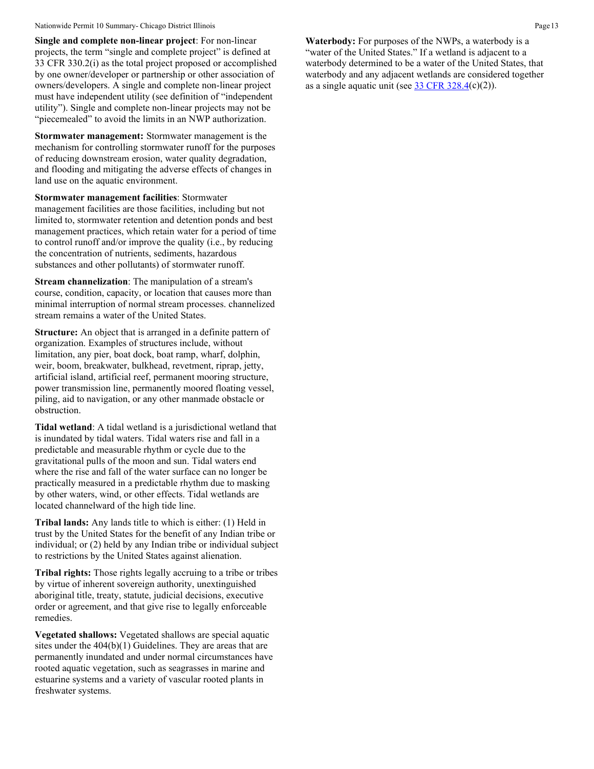**Single and complete non-linear project**: For non-linear projects, the term "single and complete project" is defined at 33 CFR 330.2(i) as the total project proposed or accomplished by one owner/developer or partnership or other association of owners/developers. A single and complete non-linear project must have independent utility (see definition of "independent utility"). Single and complete non-linear projects may not be "piecemealed" to avoid the limits in an NWP authorization.

**Stormwater management:** Stormwater management is the mechanism for controlling stormwater runoff for the purposes of reducing downstream erosion, water quality degradation, and flooding and mitigating the adverse effects of changes in land use on the aquatic environment.

**Stormwater management facilities**: Stormwater management facilities are those facilities, including but not limited to, stormwater retention and detention ponds and best management practices, which retain water for a period of time to control runoff and/or improve the quality (i.e., by reducing the concentration of nutrients, sediments, hazardous substances and other pollutants) of stormwater runoff.

**Stream channelization**: The manipulation of a stream's course, condition, capacity, or location that causes more than minimal interruption of normal stream processes. channelized stream remains a water of the United States.

**Structure:** An object that is arranged in a definite pattern of organization. Examples of structures include, without limitation, any pier, boat dock, boat ramp, wharf, dolphin, weir, boom, breakwater, bulkhead, revetment, riprap, jetty, artificial island, artificial reef, permanent mooring structure, power transmission line, permanently moored floating vessel, piling, aid to navigation, or any other manmade obstacle or obstruction.

**Tidal wetland**: A tidal wetland is a jurisdictional wetland that is inundated by tidal waters. Tidal waters rise and fall in a predictable and measurable rhythm or cycle due to the gravitational pulls of the moon and sun. Tidal waters end where the rise and fall of the water surface can no longer be practically measured in a predictable rhythm due to masking by other waters, wind, or other effects. Tidal wetlands are located channelward of the high tide line.

**Tribal lands:** Any lands title to which is either: (1) Held in trust by the United States for the benefit of any Indian tribe or individual; or (2) held by any Indian tribe or individual subject to restrictions by the United States against alienation.

**Tribal rights:** Those rights legally accruing to a tribe or tribes by virtue of inherent sovereign authority, unextinguished aboriginal title, treaty, statute, judicial decisions, executive order or agreement, and that give rise to legally enforceable remedies.

**Vegetated shallows:** Vegetated shallows are special aquatic sites under the 404(b)(1) Guidelines. They are areas that are permanently inundated and under normal circumstances have rooted aquatic vegetation, such as seagrasses in marine and estuarine systems and a variety of vascular rooted plants in freshwater systems.

**Waterbody:** For purposes of the NWPs, a waterbody is a "water of the United States." If a wetland is adjacent to a waterbody determined to be a water of the United States, that waterbody and any adjacent wetlands are considered together as a single aquatic unit (see 33 CFR 328.4(c)(2)).